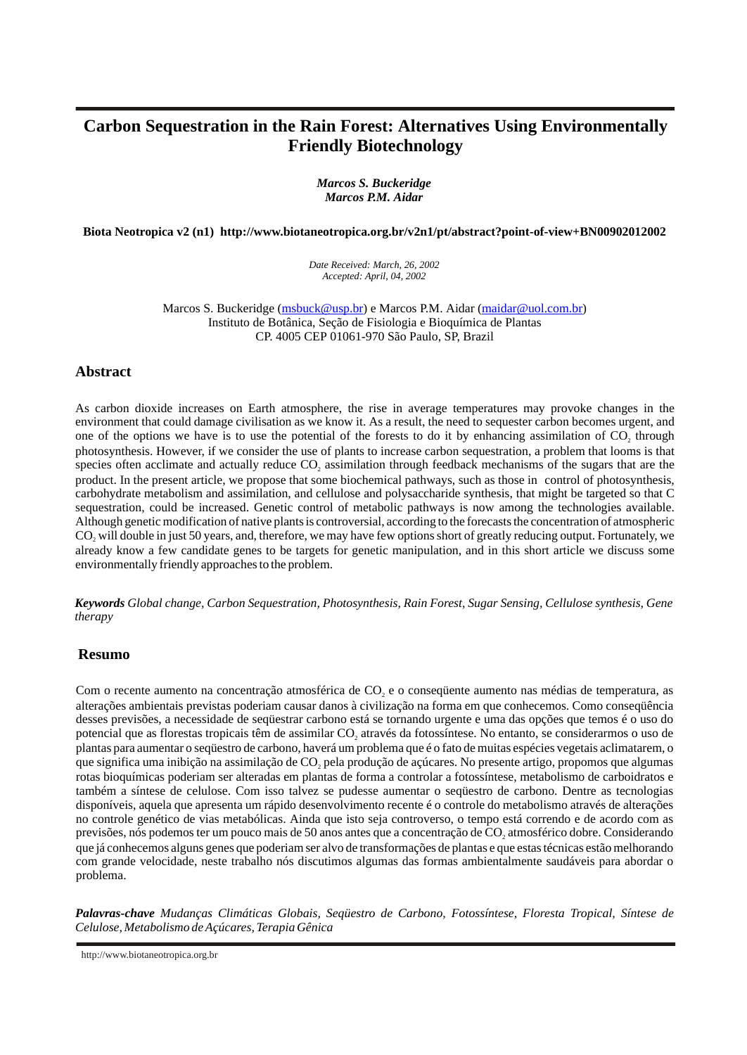# Carbon Sequestration in the Rain Forest: Alternatives Using Environmentally Friendly Biotechnology

***Marcos S. Buckeridge***
***Marcos P.M. Aidar***

**Biota Neotropica v2 (n1) http://www.biotaneotropica.org.br/v2n1/pt/abstract?point-of-view+BN00902012002**

*Date Received: March, 26, 2002*
*Accepted: April, 04, 2002*

Marcos S. Buckeridge (msbuck@usp.br) e Marcos P.M. Aidar (maidar@uol.com.br)
Instituto de Botânica, Seção de Fisiologia e Bioquímica de Plantas
CP. 4005 CEP 01061-970 São Paulo, SP, Brazil

## Abstract

As carbon dioxide increases on Earth atmosphere, the rise in average temperatures may provoke changes in the environment that could damage civilisation as we know it. As a result, the need to sequester carbon becomes urgent, and one of the options we have is to use the potential of the forests to do it by enhancing assimilation of $CO_2$ through photosynthesis. However, if we consider the use of plants to increase carbon sequestration, a problem that looms is that species often acclimate and actually reduce $CO_2$ assimilation through feedback mechanisms of the sugars that are the product. In the present article, we propose that some biochemical pathways, such as those in control of photosynthesis, carbohydrate metabolism and assimilation, and cellulose and polysaccharide synthesis, that might be targeted so that C sequestration, could be increased. Genetic control of metabolic pathways is now among the technologies available. Although genetic modification of native plants is controversial, according to the forecasts the concentration of atmospheric $CO_2$ will double in just 50 years, and, therefore, we may have few options short of greatly reducing output. Fortunately, we already know a few candidate genes to be targets for genetic manipulation, and in this short article we discuss some environmentally friendly approaches to the problem.

***Keywords*** *Global change, Carbon Sequestration, Photosynthesis, Rain Forest, Sugar Sensing, Cellulose synthesis, Gene therapy*

## Resumo

Com o recente aumento na concentração atmosférica de $CO_2$ e o conseqüente aumento nas médias de temperatura, as alterações ambientais previstas poderiam causar danos à civilização na forma em que conhecemos. Como conseqüência desses previsões, a necessidade de seqüestrar carbono está se tornando urgente e uma das opções que temos é o uso do potencial que as florestas tropicais têm de assimilar $CO_2$ através da fotossíntese. No entanto, se considerarmos o uso de plantas para aumentar o seqüestro de carbono, haverá um problema que é o fato de muitas espécies vegetais aclimatarem, o que significa uma inibição na assimilação de $CO_2$ pela produção de açúcares. No presente artigo, propomos que algumas rotas bioquímicas poderiam ser alteradas em plantas de forma a controlar a fotossíntese, metabolismo de carboidratos e também a síntese de celulose. Com isso talvez se pudesse aumentar o seqüestro de carbono. Dentre as tecnologias disponíveis, aquela que apresenta um rápido desenvolvimento recente é o controle do metabolismo através de alterações no controle genético de vias metabólicas. Ainda que isto seja controverso, o tempo está correndo e de acordo com as previsões, nós podemos ter um pouco mais de 50 anos antes que a concentração de $CO_2$ atmosférico dobre. Considerando que já conhecemos alguns genes que poderiam ser alvo de transformações de plantas e que estas técnicas estão melhorando com grande velocidade, neste trabalho nós discutimos algumas das formas ambientalmente saudáveis para abordar o problema.

***Palavras-chave*** *Mudanças Climáticas Globais, Seqüestro de Carbono, Fotossíntese, Floresta Tropical, Síntese de Celulose, Metabolismo de Açúcares, Terapia Gênica*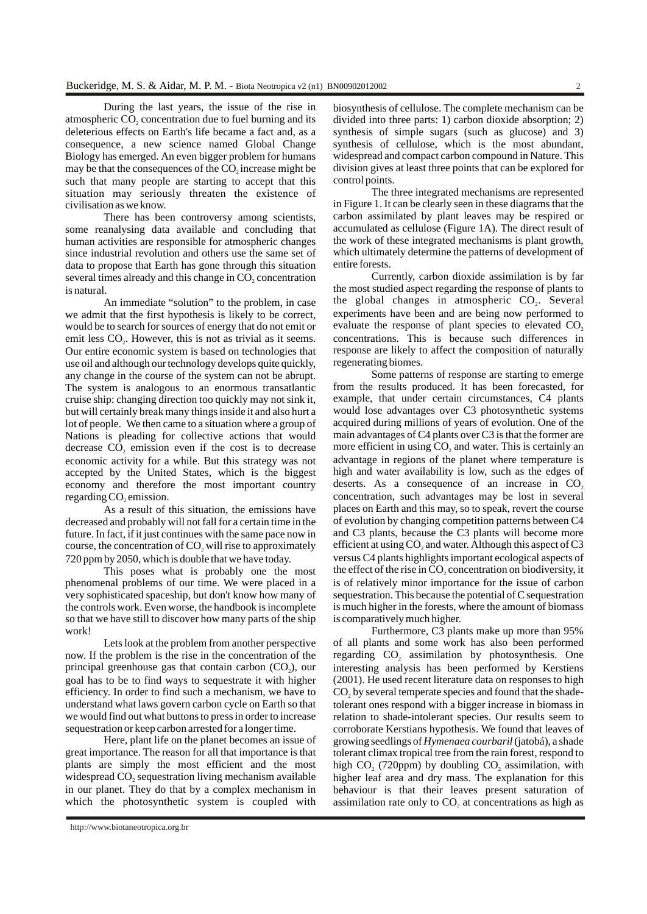During the last years, the issue of the rise in atmospheric $CO_2$ concentration due to fuel burning and its deleterious effects on Earth's life became a fact and, as a consequence, a new science named Global Change Biology has emerged. An even bigger problem for humans may be that the consequences of the $CO_2$ increase might be such that many people are starting to accept that this situation may seriously threaten the existence of civilisation as we know.

There has been controversy among scientists, some reanalysing data available and concluding that human activities are responsible for atmospheric changes since industrial revolution and others use the same set of data to propose that Earth has gone through this situation several times already and this change in $CO_2$ concentration is natural.

An immediate "solution" to the problem, in case we admit that the first hypothesis is likely to be correct, would be to search for sources of energy that do not emit or emit less $CO_2$. However, this is not as trivial as it seems. Our entire economic system is based on technologies that use oil and although our technology develops quite quickly, any change in the course of the system can not be abrupt. The system is analogous to an enormous transatlantic cruise ship: changing direction too quickly may not sink it, but will certainly break many things inside it and also hurt a lot of people. We then came to a situation where a group of Nations is pleading for collective actions that would decrease $CO_2$ emission even if the cost is to decrease economic activity for a while. But this strategy was not accepted by the United States, which is the biggest economy and therefore the most important country regarding $CO_2$ emission.

As a result of this situation, the emissions have decreased and probably will not fall for a certain time in the future. In fact, if it just continues with the same pace now in course, the concentration of $CO_2$ will rise to approximately 720 ppm by 2050, which is double that we have today.

This poses what is probably one the most phenomenal problems of our time. We were placed in a very sophisticated spaceship, but don't know how many of the controls work. Even worse, the handbook is incomplete so that we have still to discover how many parts of the ship work!

Lets look at the problem from another perspective now. If the problem is the rise in the concentration of the principal greenhouse gas that contain carbon ($CO_2$), our goal has to be to find ways to sequestrate it with higher efficiency. In order to find such a mechanism, we have to understand what laws govern carbon cycle on Earth so that we would find out what buttons to press in order to increase sequestration or keep carbon arrested for a longer time.

Here, plant life on the planet becomes an issue of great importance. The reason for all that importance is that plants are simply the most efficient and the most widespread $CO_2$ sequestration living mechanism available in our planet. They do that by a complex mechanism in which the photosynthetic system is coupled with biosynthesis of cellulose. The complete mechanism can be divided into three parts: 1) carbon dioxide absorption; 2) synthesis of simple sugars (such as glucose) and 3) synthesis of cellulose, which is the most abundant, widespread and compact carbon compound in Nature. This division gives at least three points that can be explored for control points.

The three integrated mechanisms are represented in Figure 1. It can be clearly seen in these diagrams that the carbon assimilated by plant leaves may be respired or accumulated as cellulose (Figure 1A). The direct result of the work of these integrated mechanisms is plant growth, which ultimately determine the patterns of development of entire forests.

Currently, carbon dioxide assimilation is by far the most studied aspect regarding the response of plants to the global changes in atmospheric $CO_2$. Several experiments have been and are being now performed to evaluate the response of plant species to elevated $CO_2$ concentrations. This is because such differences in response are likely to affect the composition of naturally regenerating biomes.

Some patterns of response are starting to emerge from the results produced. It has been forecasted, for example, that under certain circumstances, C4 plants would lose advantages over C3 photosynthetic systems acquired during millions of years of evolution. One of the main advantages of C4 plants over C3 is that the former are more efficient in using $CO_2$ and water. This is certainly an advantage in regions of the planet where temperature is high and water availability is low, such as the edges of deserts. As a consequence of an increase in $CO_2$ concentration, such advantages may be lost in several places on Earth and this may, so to speak, revert the course of evolution by changing competition patterns between C4 and C3 plants, because the C3 plants will become more efficient at using $CO_2$ and water. Although this aspect of C3 versus C4 plants highlights important ecological aspects of the effect of the rise in $CO_2$ concentration on biodiversity, it is of relatively minor importance for the issue of carbon sequestration. This because the potential of C sequestration is much higher in the forests, where the amount of biomass is comparatively much higher.

Furthermore, C3 plants make up more than 95% of all plants and some work has also been performed regarding $CO_2$ assimilation by photosynthesis. One interesting analysis has been performed by Kerstiens (2001). He used recent literature data on responses to high $CO_2$ by several temperate species and found that the shade-tolerant ones respond with a bigger increase in biomass in relation to shade-intolerant species. Our results seem to corroborate Kerstians hypothesis. We found that leaves of growing seedlings of *Hymenaea courbaril* (jatobá), a shade tolerant climax tropical tree from the rain forest, respond to high $CO_2$ (720ppm) by doubling $CO_2$ assimilation, with higher leaf area and dry mass. The explanation for this behaviour is that their leaves present saturation of assimilation rate only to $CO_2$ at concentrations as high as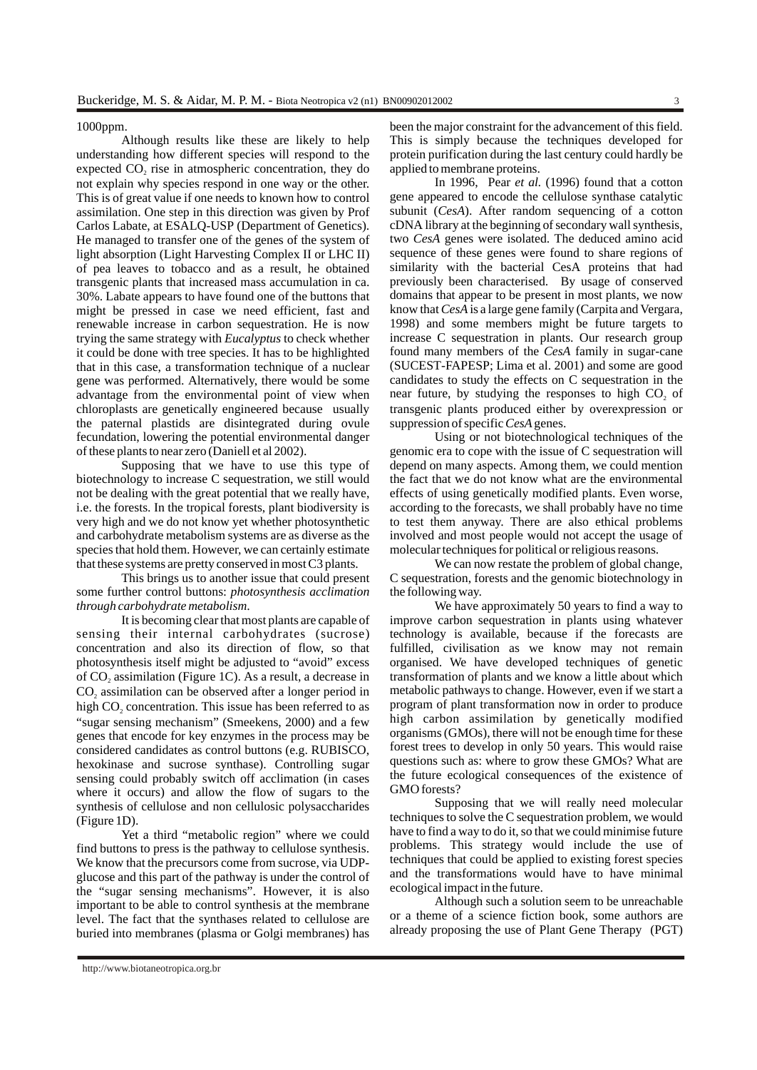1000ppm.

Although results like these are likely to help understanding how different species will respond to the expected $CO_2$ rise in atmospheric concentration, they do not explain why species respond in one way or the other. This is of great value if one needs to known how to control assimilation. One step in this direction was given by Prof Carlos Labate, at ESALQ-USP (Department of Genetics). He managed to transfer one of the genes of the system of light absorption (Light Harvesting Complex II or LHC II) of pea leaves to tobacco and as a result, he obtained transgenic plants that increased mass accumulation in ca. 30%. Labate appears to have found one of the buttons that might be pressed in case we need efficient, fast and renewable increase in carbon sequestration. He is now trying the same strategy with *Eucalyptus* to check whether it could be done with tree species. It has to be highlighted that in this case, a transformation technique of a nuclear gene was performed. Alternatively, there would be some advantage from the environmental point of view when chloroplasts are genetically engineered because usually the paternal plastids are disintegrated during ovule fecundation, lowering the potential environmental danger of these plants to near zero (Daniell et al 2002).

Supposing that we have to use this type of biotechnology to increase C sequestration, we still would not be dealing with the great potential that we really have, i.e. the forests. In the tropical forests, plant biodiversity is very high and we do not know yet whether photosynthetic and carbohydrate metabolism systems are as diverse as the species that hold them. However, we can certainly estimate that these systems are pretty conserved in most C3 plants.

This brings us to another issue that could present some further control buttons: *photosynthesis acclimation through carbohydrate metabolism*.

It is becoming clear that most plants are capable of sensing their internal carbohydrates (sucrose) concentration and also its direction of flow, so that photosynthesis itself might be adjusted to "avoid" excess of $CO_2$ assimilation (Figure 1C). As a result, a decrease in $CO_2$ assimilation can be observed after a longer period in high $CO_2$ concentration. This issue has been referred to as "sugar sensing mechanism" (Smeekens, 2000) and a few genes that encode for key enzymes in the process may be considered candidates as control buttons (e.g. RUBISCO, hexokinase and sucrose synthase). Controlling sugar sensing could probably switch off acclimation (in cases where it occurs) and allow the flow of sugars to the synthesis of cellulose and non cellulosic polysaccharides (Figure 1D).

Yet a third "metabolic region" where we could find buttons to press is the pathway to cellulose synthesis. We know that the precursors come from sucrose, via UDP-glucose and this part of the pathway is under the control of the "sugar sensing mechanisms". However, it is also important to be able to control synthesis at the membrane level. The fact that the synthases related to cellulose are buried into membranes (plasma or Golgi membranes) has been the major constraint for the advancement of this field. This is simply because the techniques developed for protein purification during the last century could hardly be applied to membrane proteins.

In 1996, Pear *et al.* (1996) found that a cotton gene appeared to encode the cellulose synthase catalytic subunit (*CesA*). After random sequencing of a cotton cDNA library at the beginning of secondary wall synthesis, two *CesA* genes were isolated. The deduced amino acid sequence of these genes were found to share regions of similarity with the bacterial CesA proteins that had previously been characterised. By usage of conserved domains that appear to be present in most plants, we now know that *CesA* is a large gene family (Carpita and Vergara, 1998) and some members might be future targets to increase C sequestration in plants. Our research group found many members of the *CesA* family in sugar-cane (SUCEST-FAPESP; Lima et al. 2001) and some are good candidates to study the effects on C sequestration in the near future, by studying the responses to high $CO_2$ of transgenic plants produced either by overexpression or suppression of specific *CesA* genes.

Using or not biotechnological techniques of the genomic era to cope with the issue of C sequestration will depend on many aspects. Among them, we could mention the fact that we do not know what are the environmental effects of using genetically modified plants. Even worse, according to the forecasts, we shall probably have no time to test them anyway. There are also ethical problems involved and most people would not accept the usage of molecular techniques for political or religious reasons.

We can now restate the problem of global change, C sequestration, forests and the genomic biotechnology in the following way.

We have approximately 50 years to find a way to improve carbon sequestration in plants using whatever technology is available, because if the forecasts are fulfilled, civilisation as we know may not remain organised. We have developed techniques of genetic transformation of plants and we know a little about which metabolic pathways to change. However, even if we start a program of plant transformation now in order to produce high carbon assimilation by genetically modified organisms (GMOs), there will not be enough time for these forest trees to develop in only 50 years. This would raise questions such as: where to grow these GMOs? What are the future ecological consequences of the existence of GMO forests?

Supposing that we will really need molecular techniques to solve the C sequestration problem, we would have to find a way to do it, so that we could minimise future problems. This strategy would include the use of techniques that could be applied to existing forest species and the transformations would have to have minimal ecological impact in the future.

Although such a solution seem to be unreachable or a theme of a science fiction book, some authors are already proposing the use of Plant Gene Therapy (PGT)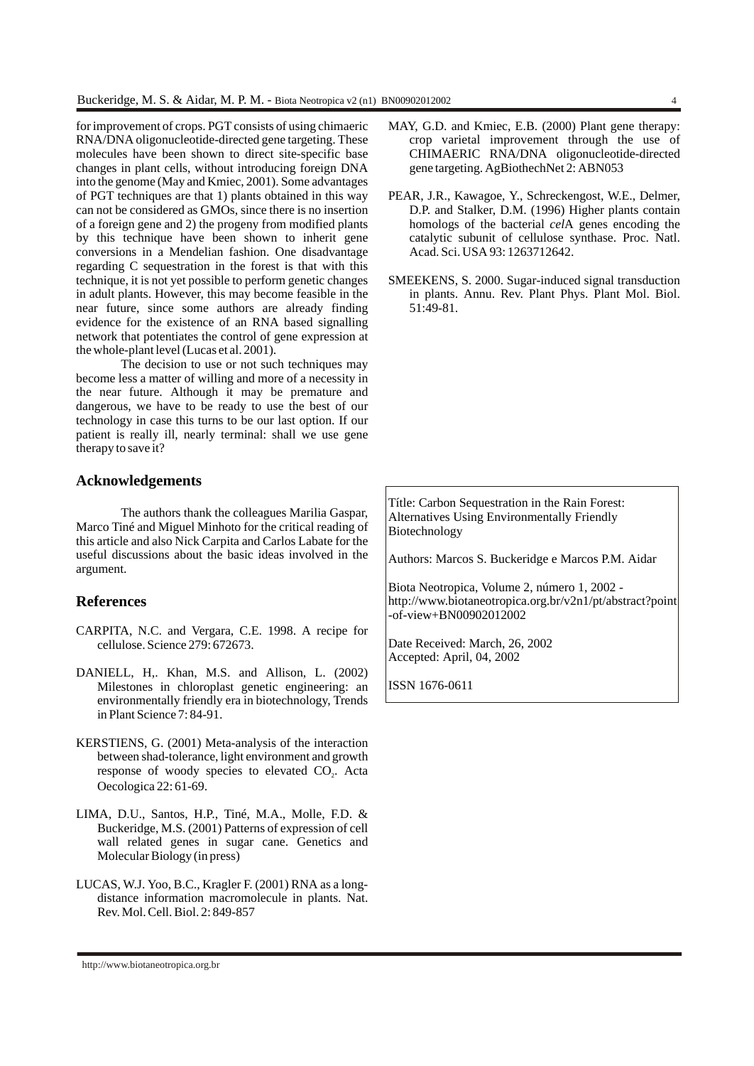for improvement of crops. PGT consists of using chimaeric RNA/DNA oligonucleotide-directed gene targeting. These molecules have been shown to direct site-specific base changes in plant cells, without introducing foreign DNA into the genome (May and Kmiec, 2001). Some advantages of PGT techniques are that 1) plants obtained in this way can not be considered as GMOs, since there is no insertion of a foreign gene and 2) the progeny from modified plants by this technique have been shown to inherit gene conversions in a Mendelian fashion. One disadvantage regarding C sequestration in the forest is that with this technique, it is not yet possible to perform genetic changes in adult plants. However, this may become feasible in the near future, since some authors are already finding evidence for the existence of an RNA based signalling network that potentiates the control of gene expression at the whole-plant level (Lucas et al. 2001).

The decision to use or not such techniques may become less a matter of willing and more of a necessity in the near future. Although it may be premature and dangerous, we have to be ready to use the best of our technology in case this turns to be our last option. If our patient is really ill, nearly terminal: shall we use gene therapy to save it?

## Acknowledgements

The authors thank the colleagues Marilia Gaspar, Marco Tiné and Miguel Minhoto for the critical reading of this article and also Nick Carpita and Carlos Labate for the useful discussions about the basic ideas involved in the argument.

## References

CARPITA, N.C. and Vergara, C.E. 1998. A recipe for cellulose. Science 279: 672673.

DANIELL, H,. Khan, M.S. and Allison, L. (2002) Milestones in chloroplast genetic engineering: an environmentally friendly era in biotechnology, Trends in Plant Science 7: 84-91.

KERSTIENS, G. (2001) Meta-analysis of the interaction between shad-tolerance, light environment and growth response of woody species to elevated $CO_2$. Acta Oecologica 22: 61-69.

LIMA, D.U., Santos, H.P., Tiné, M.A., Molle, F.D. & Buckeridge, M.S. (2001) Patterns of expression of cell wall related genes in sugar cane. Genetics and Molecular Biology (in press)

LUCAS, W.J. Yoo, B.C., Kragler F. (2001) RNA as a long-distance information macromolecule in plants. Nat. Rev. Mol. Cell. Biol. 2: 849-857

MAY, G.D. and Kmiec, E.B. (2000) Plant gene therapy: crop varietal improvement through the use of CHIMAERIC RNA/DNA oligonucleotide-directed gene targeting. AgBiothechNet 2: ABN053

PEAR, J.R., Kawagoe, Y., Schreckengost, W.E., Delmer, D.P. and Stalker, D.M. (1996) Higher plants contain homologs of the bacterial *cel*A genes encoding the catalytic subunit of cellulose synthase. Proc. Natl. Acad. Sci. USA 93: 1263712642.

SMEEKENS, S. 2000. Sugar-induced signal transduction in plants. Annu. Rev. Plant Phys. Plant Mol. Biol. 51:49-81.

Títle: Carbon Sequestration in the Rain Forest: Alternatives Using Environmentally Friendly Biotechnology

Authors: Marcos S. Buckeridge e Marcos P.M. Aidar

Biota Neotropica, Volume 2, número 1, 2002 - http://www.biotaneotropica.org.br/v2n1/pt/abstract?point-of-view+BN00902012002

Date Received: March, 26, 2002
Accepted: April, 04, 2002

ISSN 1676-0611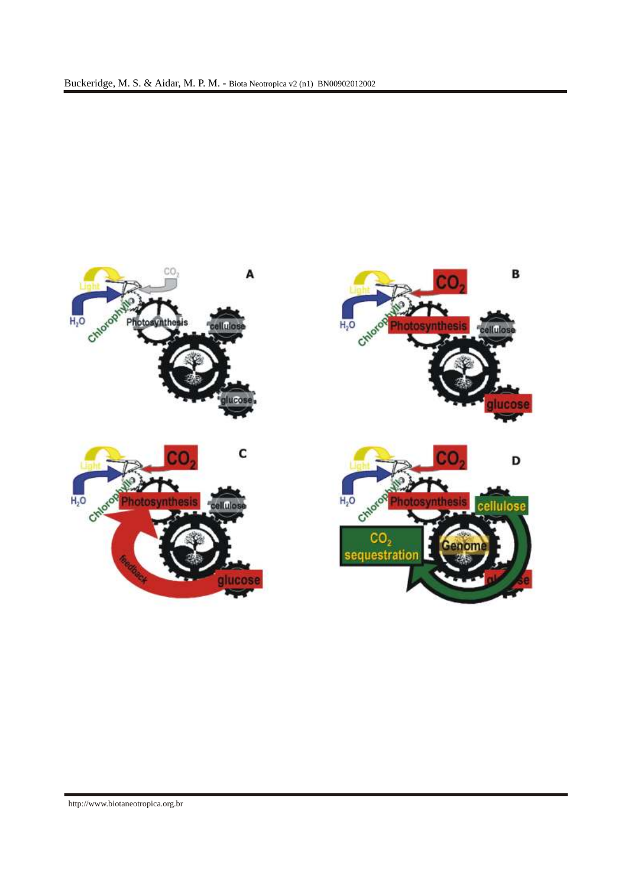A

Light

$CO_2$

$H_2O$

Chlorophyll

Photosynthesis

cellulose

glucose

B

Light

$CO_2$

$H_2O$

Chlorophyll

Photosynthesis

cellulose

glucose

C

Light

$CO_2$

$H_2O$

Chlorophyll

Photosynthesis

cellulose

feedback

glucose

D

Light

$CO_2$

$H_2O$

Chlorophyll

Photosynthesis

cellulose

$CO_2$ sequestration

Genome

gl...se